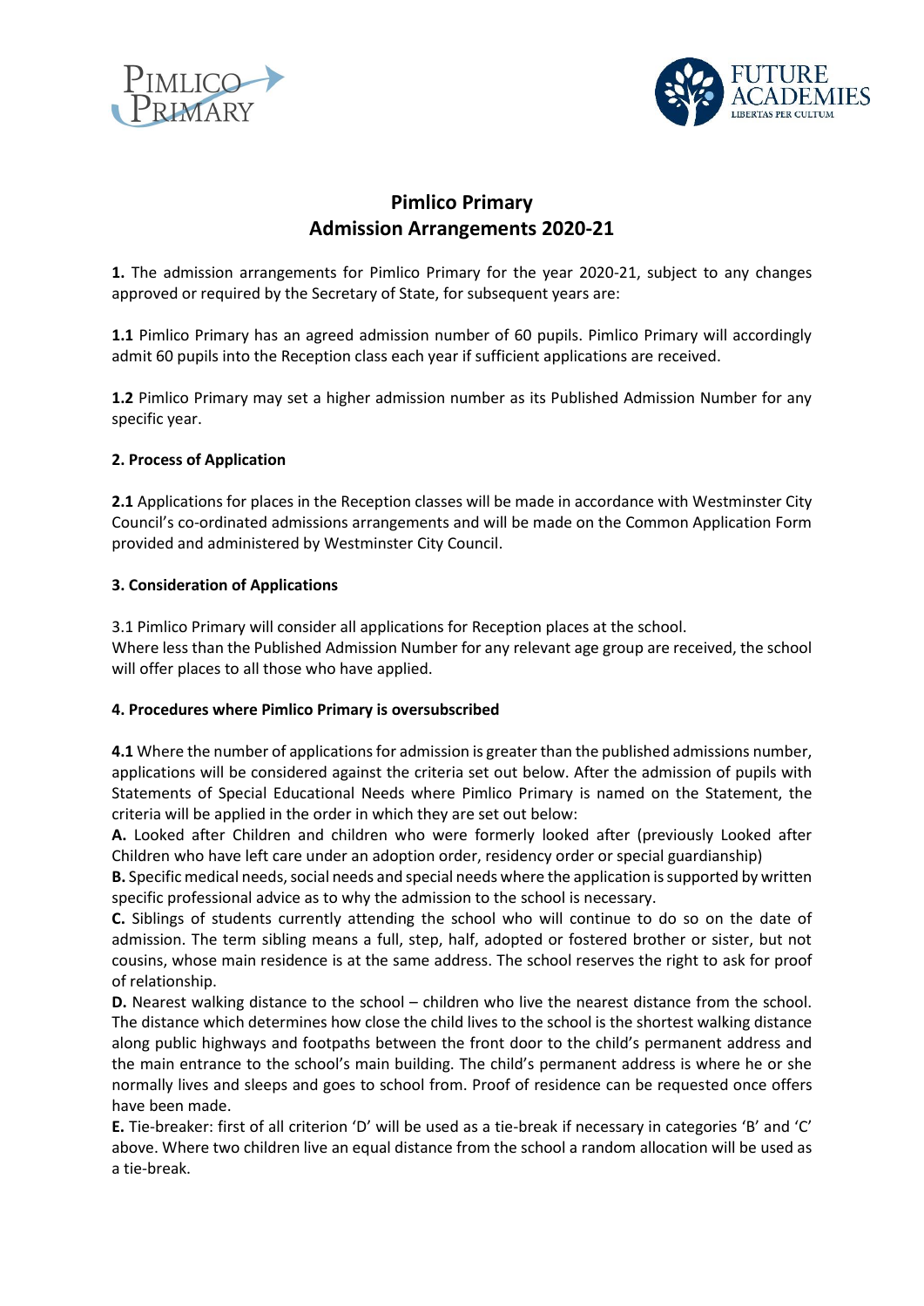# Pimlico Primary
# Admission Arrangements 2020-21

**1.** The admission arrangements for Pimlico Primary for the year 2020-21, subject to any changes approved or required by the Secretary of State, for subsequent years are:

**1.1** Pimlico Primary has an agreed admission number of 60 pupils. Pimlico Primary will accordingly admit 60 pupils into the Reception class each year if sufficient applications are received.

**1.2** Pimlico Primary may set a higher admission number as its Published Admission Number for any specific year.

**2. Process of Application**

**2.1** Applications for places in the Reception classes will be made in accordance with Westminster City Council's co-ordinated admissions arrangements and will be made on the Common Application Form provided and administered by Westminster City Council.

**3. Consideration of Applications**

3.1 Pimlico Primary will consider all applications for Reception places at the school.
Where less than the Published Admission Number for any relevant age group are received, the school will offer places to all those who have applied.

**4. Procedures where Pimlico Primary is oversubscribed**

**4.1** Where the number of applications for admission is greater than the published admissions number, applications will be considered against the criteria set out below. After the admission of pupils with Statements of Special Educational Needs where Pimlico Primary is named on the Statement, the criteria will be applied in the order in which they are set out below:

**A.** Looked after Children and children who were formerly looked after (previously Looked after Children who have left care under an adoption order, residency order or special guardianship)

**B.** Specific medical needs, social needs and special needs where the application is supported by written specific professional advice as to why the admission to the school is necessary.

**C.** Siblings of students currently attending the school who will continue to do so on the date of admission. The term sibling means a full, step, half, adopted or fostered brother or sister, but not cousins, whose main residence is at the same address. The school reserves the right to ask for proof of relationship.

**D.** Nearest walking distance to the school – children who live the nearest distance from the school. The distance which determines how close the child lives to the school is the shortest walking distance along public highways and footpaths between the front door to the child's permanent address and the main entrance to the school's main building. The child's permanent address is where he or she normally lives and sleeps and goes to school from. Proof of residence can be requested once offers have been made.

**E.** Tie-breaker: first of all criterion 'D' will be used as a tie-break if necessary in categories 'B' and 'C' above. Where two children live an equal distance from the school a random allocation will be used as a tie-break.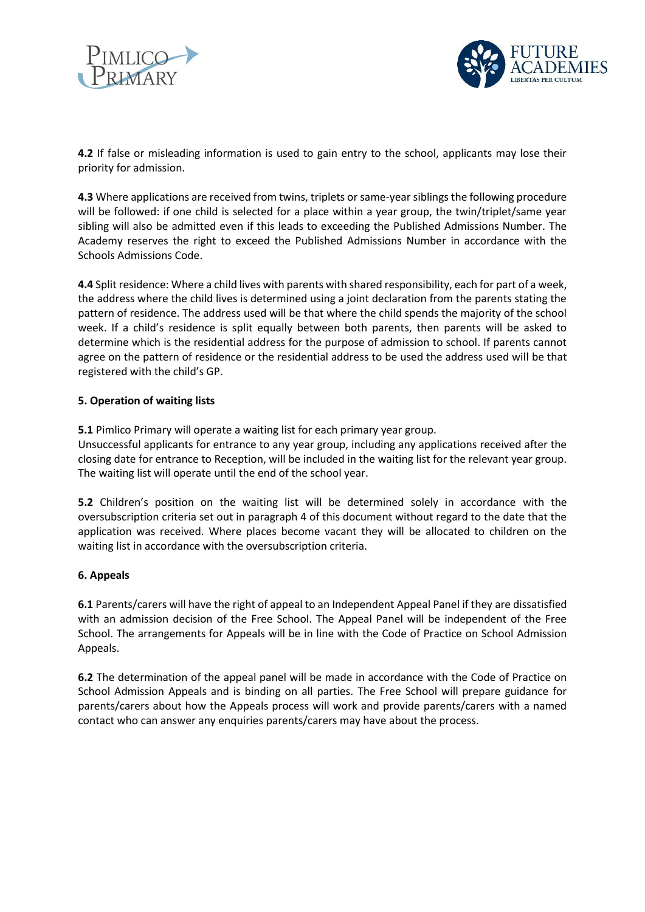**4.2** If false or misleading information is used to gain entry to the school, applicants may lose their priority for admission.

**4.3** Where applications are received from twins, triplets or same-year siblings the following procedure will be followed: if one child is selected for a place within a year group, the twin/triplet/same year sibling will also be admitted even if this leads to exceeding the Published Admissions Number. The Academy reserves the right to exceed the Published Admissions Number in accordance with the Schools Admissions Code.

**4.4** Split residence: Where a child lives with parents with shared responsibility, each for part of a week, the address where the child lives is determined using a joint declaration from the parents stating the pattern of residence. The address used will be that where the child spends the majority of the school week. If a child's residence is split equally between both parents, then parents will be asked to determine which is the residential address for the purpose of admission to school. If parents cannot agree on the pattern of residence or the residential address to be used the address used will be that registered with the child's GP.

**5. Operation of waiting lists**

**5.1** Pimlico Primary will operate a waiting list for each primary year group.
Unsuccessful applicants for entrance to any year group, including any applications received after the closing date for entrance to Reception, will be included in the waiting list for the relevant year group. The waiting list will operate until the end of the school year.

**5.2** Children's position on the waiting list will be determined solely in accordance with the oversubscription criteria set out in paragraph 4 of this document without regard to the date that the application was received. Where places become vacant they will be allocated to children on the waiting list in accordance with the oversubscription criteria.

**6. Appeals**

**6.1** Parents/carers will have the right of appeal to an Independent Appeal Panel if they are dissatisfied with an admission decision of the Free School. The Appeal Panel will be independent of the Free School. The arrangements for Appeals will be in line with the Code of Practice on School Admission Appeals.

**6.2** The determination of the appeal panel will be made in accordance with the Code of Practice on School Admission Appeals and is binding on all parties. The Free School will prepare guidance for parents/carers about how the Appeals process will work and provide parents/carers with a named contact who can answer any enquiries parents/carers may have about the process.